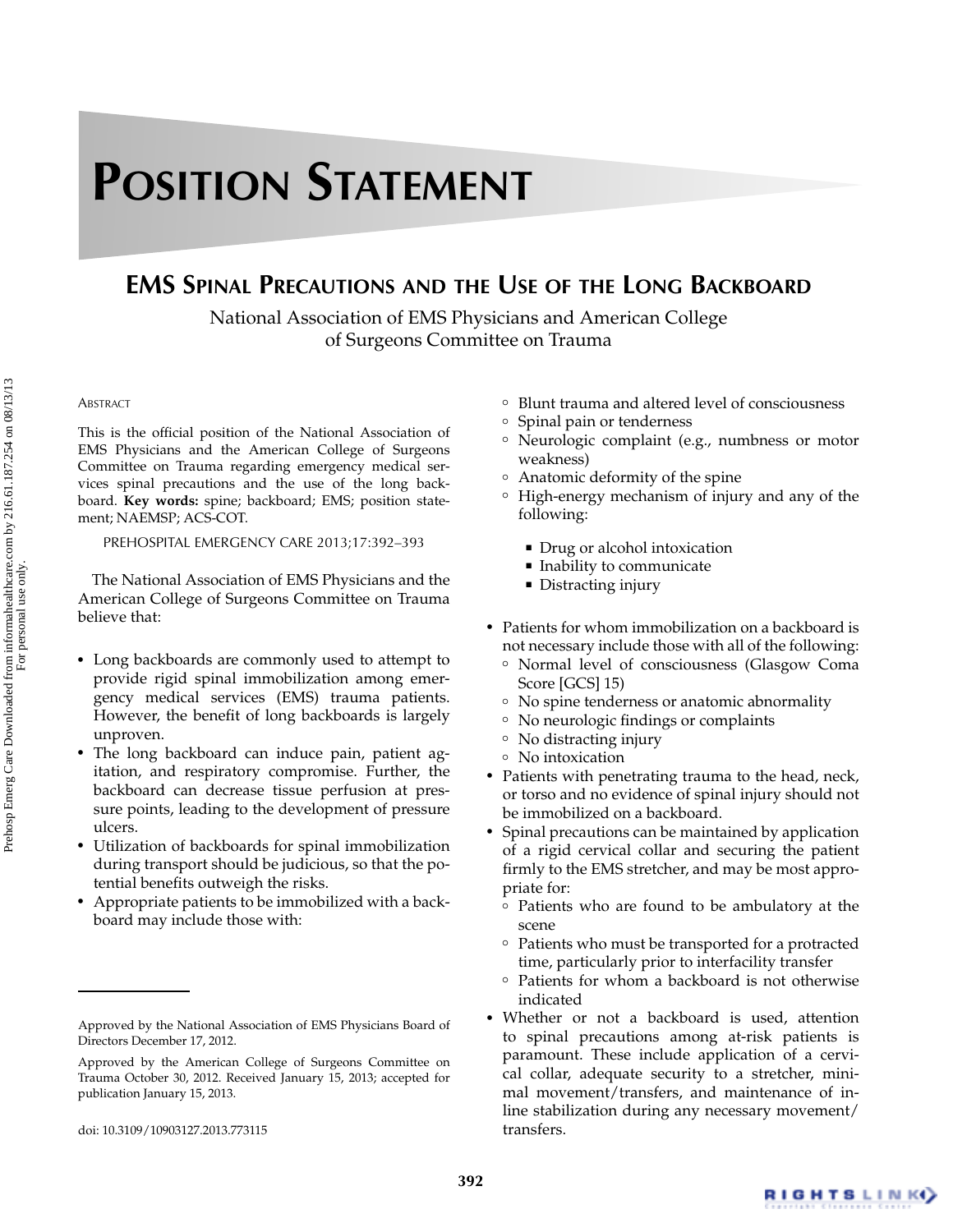# Position Statement

## EMS Spinal Precautions and the Use of the Long Backboard

National Association of EMS Physicians and American College of Surgeons Committee on Trauma

### Abstract

This is the official position of the National Association of EMS Physicians and the American College of Surgeons Committee on Trauma regarding emergency medical services spinal precautions and the use of the long backboard. **Key words:** spine; backboard; EMS; position statement; NAEMSP; ACS-COT.

PREHOSPITAL EMERGENCY CARE 2013;17:392–393

The National Association of EMS Physicians and the American College of Surgeons Committee on Trauma believe that:

- Long backboards are commonly used to attempt to provide rigid spinal immobilization among emergency medical services (EMS) trauma patients. However, the benefit of long backboards is largely unproven.
- The long backboard can induce pain, patient agitation, and respiratory compromise. Further, the backboard can decrease tissue perfusion at pressure points, leading to the development of pressure ulcers.
- Utilization of backboards for spinal immobilization during transport should be judicious, so that the potential benefits outweigh the risks.
- Appropriate patients to be immobilized with a backboard may include those with:
  - Blunt trauma and altered level of consciousness
  - Spinal pain or tenderness
  - Neurologic complaint (e.g., numbness or motor weakness)
  - Anatomic deformity of the spine
  - High-energy mechanism of injury and any of the following:
    - Drug or alcohol intoxication
    - Inability to communicate
    - Distracting injury
- Patients for whom immobilization on a backboard is not necessary include those with all of the following:
  - Normal level of consciousness (Glasgow Coma Score [GCS] 15)
  - No spine tenderness or anatomic abnormality
  - No neurologic findings or complaints
  - No distracting injury
  - No intoxication
- Patients with penetrating trauma to the head, neck, or torso and no evidence of spinal injury should not be immobilized on a backboard.
- Spinal precautions can be maintained by application of a rigid cervical collar and securing the patient firmly to the EMS stretcher, and may be most appropriate for:
  - Patients who are found to be ambulatory at the scene
  - Patients who must be transported for a protracted time, particularly prior to interfacility transfer
  - Patients for whom a backboard is not otherwise indicated
- Whether or not a backboard is used, attention to spinal precautions among at-risk patients is paramount. These include application of a cervical collar, adequate security to a stretcher, minimal movement/transfers, and maintenance of in-line stabilization during any necessary movement/transfers.

---

Approved by the National Association of EMS Physicians Board of Directors December 17, 2012.

Approved by the American College of Surgeons Committee on Trauma October 30, 2012. Received January 15, 2013; accepted for publication January 15, 2013.

doi: 10.3109/10903127.2013.773115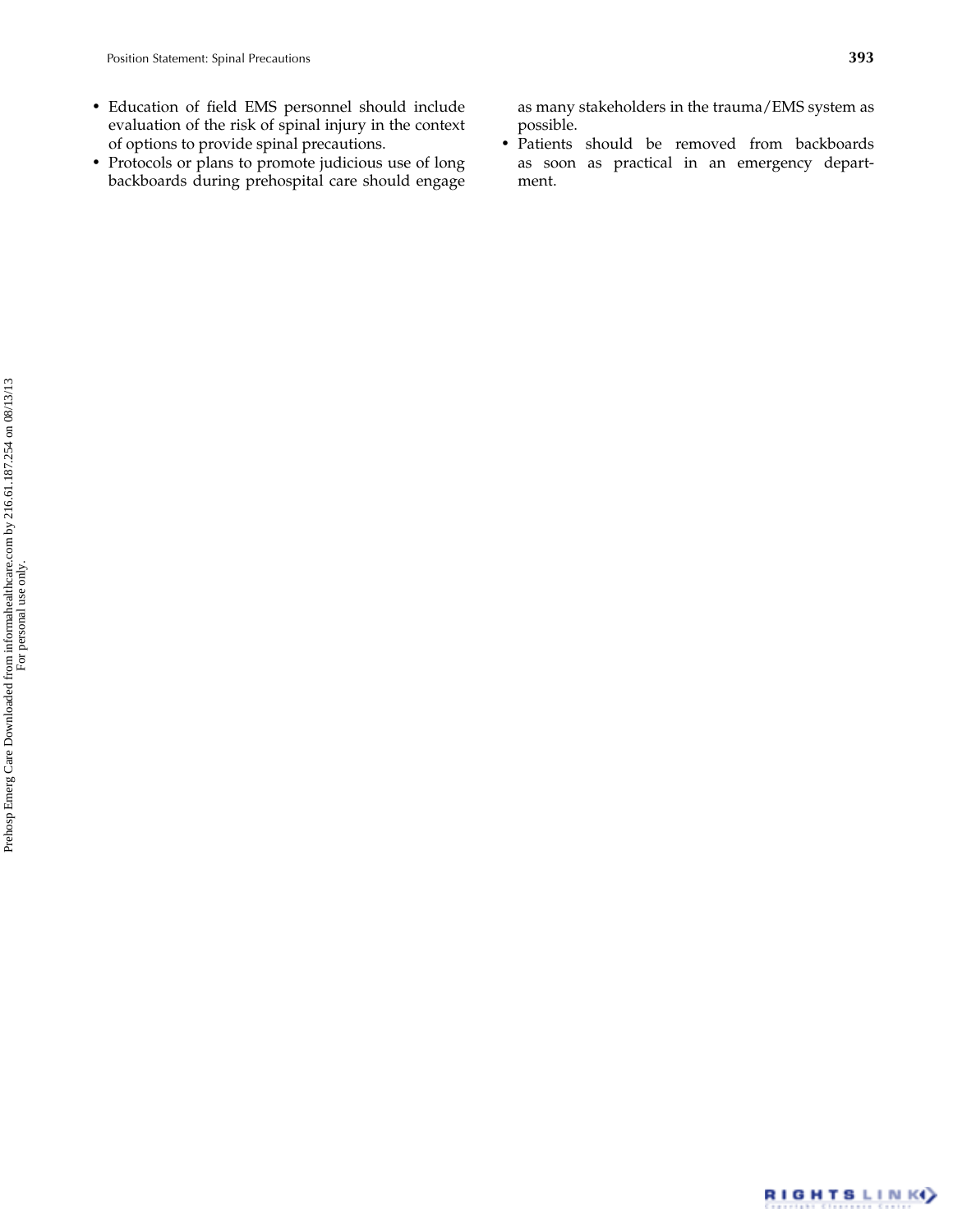- Education of field EMS personnel should include evaluation of the risk of spinal injury in the context of options to provide spinal precautions.
- Protocols or plans to promote judicious use of long backboards during prehospital care should engage as many stakeholders in the trauma/EMS system as possible.
- Patients should be removed from backboards as soon as practical in an emergency department.